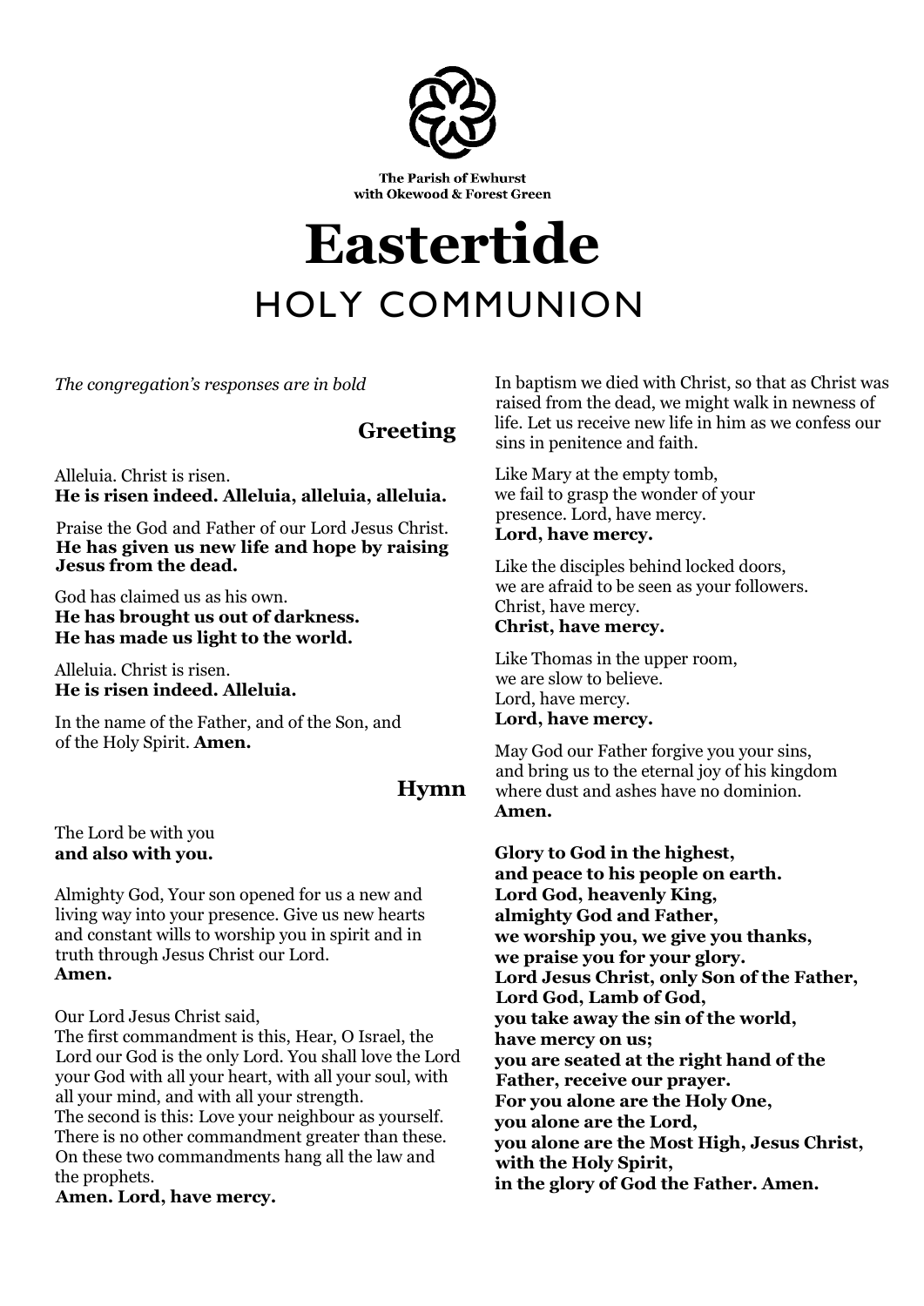The Parish of Ewhurst
with Okewood & Forest Green

# Eastertide

## HOLY COMMUNION

*The congregation's responses are in bold*

### Greeting

Alleluia. Christ is risen.
**He is risen indeed. Alleluia, alleluia, alleluia.**

Praise the God and Father of our Lord Jesus Christ.
**He has given us new life and hope by raising Jesus from the dead.**

God has claimed us as his own.
**He has brought us out of darkness.**
**He has made us light to the world.**

Alleluia. Christ is risen.
**He is risen indeed. Alleluia.**

In the name of the Father, and of the Son, and of the Holy Spirit. **Amen.**

### Hymn

The Lord be with you
**and also with you.**

Almighty God, Your son opened for us a new and living way into your presence. Give us new hearts and constant wills to worship you in spirit and in truth through Jesus Christ our Lord.
**Amen.**

Our Lord Jesus Christ said,
The first commandment is this, Hear, O Israel, the Lord our God is the only Lord. You shall love the Lord your God with all your heart, with all your soul, with all your mind, and with all your strength.
The second is this: Love your neighbour as yourself.
There is no other commandment greater than these.
On these two commandments hang all the law and the prophets.
**Amen. Lord, have mercy.**

In baptism we died with Christ, so that as Christ was raised from the dead, we might walk in newness of life. Let us receive new life in him as we confess our sins in penitence and faith.

Like Mary at the empty tomb,
we fail to grasp the wonder of your presence. Lord, have mercy.
**Lord, have mercy.**

Like the disciples behind locked doors,
we are afraid to be seen as your followers.
Christ, have mercy.
**Christ, have mercy.**

Like Thomas in the upper room,
we are slow to believe.
Lord, have mercy.
**Lord, have mercy.**

May God our Father forgive you your sins,
and bring us to the eternal joy of his kingdom
where dust and ashes have no dominion.
**Amen.**

**Glory to God in the highest,**
**and peace to his people on earth.**
**Lord God, heavenly King,**
**almighty God and Father,**
**we worship you, we give you thanks,**
**we praise you for your glory.**
**Lord Jesus Christ, only Son of the Father,**
**Lord God, Lamb of God,**
**you take away the sin of the world,**
**have mercy on us;**
**you are seated at the right hand of the Father, receive our prayer.**
**For you alone are the Holy One,**
**you alone are the Lord,**
**you alone are the Most High, Jesus Christ,**
**with the Holy Spirit,**
**in the glory of God the Father. Amen.**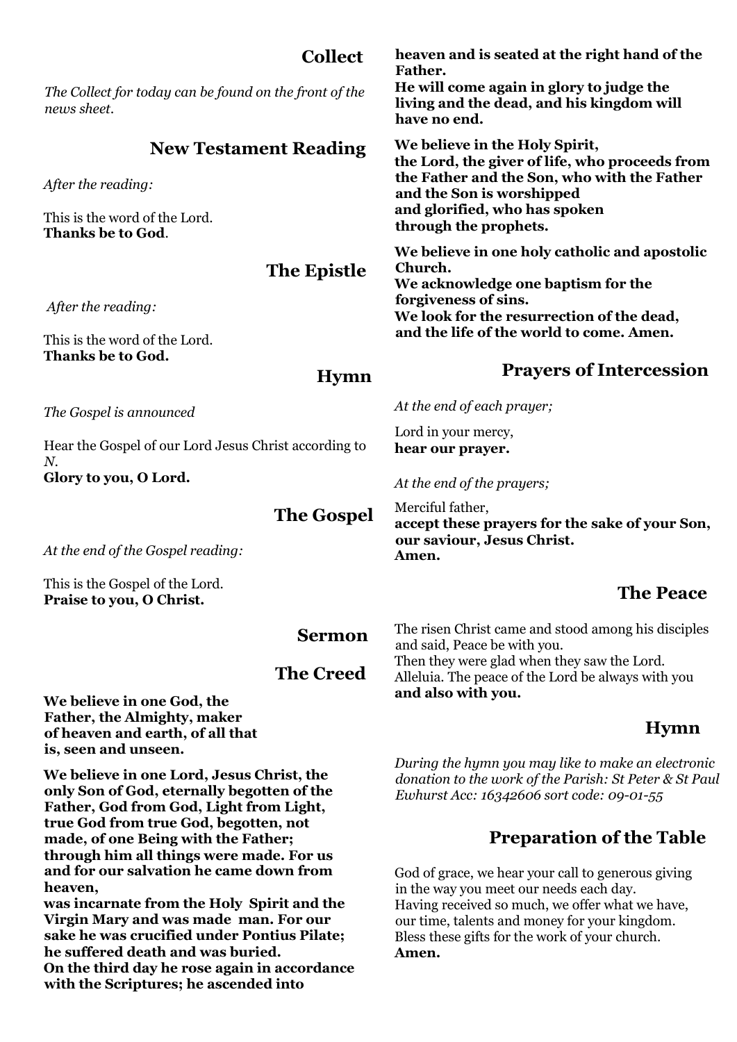## Collect

*The Collect for today can be found on the front of the news sheet.*

## New Testament Reading

*After the reading:*

This is the word of the Lord.
**Thanks be to God**.

## The Epistle

*After the reading:*

This is the word of the Lord.
**Thanks be to God.**

## Hymn

*The Gospel is announced*

Hear the Gospel of our Lord Jesus Christ according to *N*.
**Glory to you, O Lord.**

## The Gospel

*At the end of the Gospel reading:*

This is the Gospel of the Lord.
**Praise to you, O Christ.**

## Sermon

## The Creed

**We believe in one God, the Father, the Almighty, maker of heaven and earth, of all that is, seen and unseen.**

**We believe in one Lord, Jesus Christ, the only Son of God, eternally begotten of the Father, God from God, Light from Light, true God from true God, begotten, not made, of one Being with the Father; through him all things were made. For us and for our salvation he came down from heaven,**
**was incarnate from the Holy Spirit and the Virgin Mary and was made man. For our sake he was crucified under Pontius Pilate; he suffered death and was buried.**
**On the third day he rose again in accordance with the Scriptures; he ascended into heaven and is seated at the right hand of the Father.**
**He will come again in glory to judge the living and the dead, and his kingdom will have no end.**

**We believe in the Holy Spirit,**
**the Lord, the giver of life, who proceeds from the Father and the Son, who with the Father and the Son is worshipped**
**and glorified, who has spoken**
**through the prophets.**

**We believe in one holy catholic and apostolic Church.**
**We acknowledge one baptism for the forgiveness of sins.**
**We look for the resurrection of the dead, and the life of the world to come. Amen.**

## Prayers of Intercession

*At the end of each prayer;*

Lord in your mercy,
**hear our prayer.**

*At the end of the prayers;*

Merciful father,
**accept these prayers for the sake of your Son, our saviour, Jesus Christ.**
**Amen.**

## The Peace

The risen Christ came and stood among his disciples and said, Peace be with you.
Then they were glad when they saw the Lord.
Alleluia. The peace of the Lord be always with you
**and also with you.**

## Hymn

*During the hymn you may like to make an electronic donation to the work of the Parish: St Peter & St Paul Ewhurst Acc: 16342606 sort code: 09-01-55*

## Preparation of the Table

God of grace, we hear your call to generous giving in the way you meet our needs each day.
Having received so much, we offer what we have, our time, talents and money for your kingdom.
Bless these gifts for the work of your church.
**Amen.**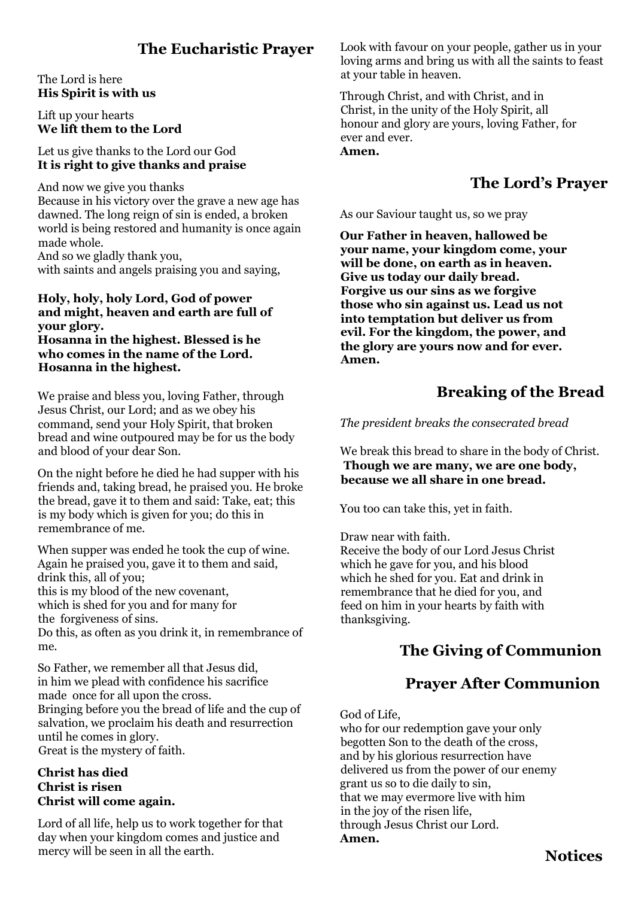## The Eucharistic Prayer

The Lord is here
**His Spirit is with us**

Lift up your hearts
**We lift them to the Lord**

Let us give thanks to the Lord our God
**It is right to give thanks and praise**

And now we give you thanks
Because in his victory over the grave a new age has dawned. The long reign of sin is ended, a broken world is being restored and humanity is once again made whole.
And so we gladly thank you,
with saints and angels praising you and saying,

**Holy, holy, holy Lord, God of power and might, heaven and earth are full of your glory.**
**Hosanna in the highest. Blessed is he who comes in the name of the Lord. Hosanna in the highest.**

We praise and bless you, loving Father, through Jesus Christ, our Lord; and as we obey his command, send your Holy Spirit, that broken bread and wine outpoured may be for us the body and blood of your dear Son.

On the night before he died he had supper with his friends and, taking bread, he praised you. He broke the bread, gave it to them and said: Take, eat; this is my body which is given for you; do this in remembrance of me.

When supper was ended he took the cup of wine. Again he praised you, gave it to them and said,
drink this, all of you;
this is my blood of the new covenant,
which is shed for you and for many for
the forgiveness of sins.
Do this, as often as you drink it, in remembrance of me.

So Father, we remember all that Jesus did,
in him we plead with confidence his sacrifice
made once for all upon the cross.
Bringing before you the bread of life and the cup of salvation, we proclaim his death and resurrection until he comes in glory.
Great is the mystery of faith.

**Christ has died**
**Christ is risen**
**Christ will come again.**

Lord of all life, help us to work together for that day when your kingdom comes and justice and mercy will be seen in all the earth.

Look with favour on your people, gather us in your loving arms and bring us with all the saints to feast at your table in heaven.

Through Christ, and with Christ, and in Christ, in the unity of the Holy Spirit, all honour and glory are yours, loving Father, for ever and ever.
**Amen.**

## The Lord's Prayer

As our Saviour taught us, so we pray

**Our Father in heaven, hallowed be your name, your kingdom come, your will be done, on earth as in heaven. Give us today our daily bread. Forgive us our sins as we forgive those who sin against us. Lead us not into temptation but deliver us from evil. For the kingdom, the power, and the glory are yours now and for ever. Amen.**

## Breaking of the Bread

*The president breaks the consecrated bread*

We break this bread to share in the body of Christ.
**Though we are many, we are one body, because we all share in one bread.**

You too can take this, yet in faith.

Draw near with faith.
Receive the body of our Lord Jesus Christ which he gave for you, and his blood which he shed for you. Eat and drink in remembrance that he died for you, and feed on him in your hearts by faith with thanksgiving.

## The Giving of Communion

## Prayer After Communion

God of Life,
who for our redemption gave your only begotten Son to the death of the cross,
and by his glorious resurrection have
delivered us from the power of our enemy
grant us so to die daily to sin,
that we may evermore live with him
in the joy of the risen life,
through Jesus Christ our Lord.
**Amen.**

## Notices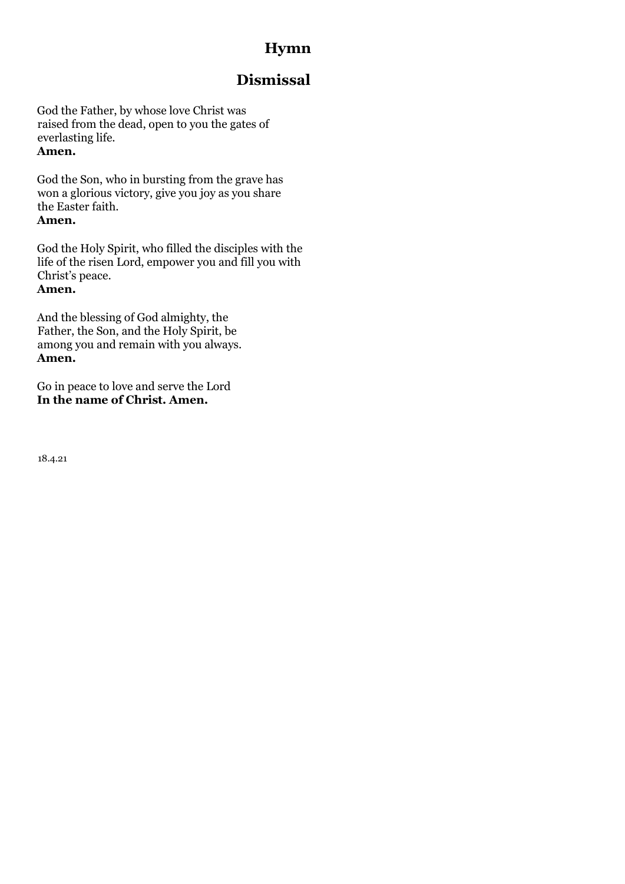## Hymn

## Dismissal

God the Father, by whose love Christ was raised from the dead, open to you the gates of everlasting life.
**Amen.**

God the Son, who in bursting from the grave has won a glorious victory, give you joy as you share the Easter faith.
**Amen.**

God the Holy Spirit, who filled the disciples with the life of the risen Lord, empower you and fill you with Christ's peace.
**Amen.**

And the blessing of God almighty, the Father, the Son, and the Holy Spirit, be among you and remain with you always.
**Amen.**

Go in peace to love and serve the Lord
**In the name of Christ. Amen.**

18.4.21